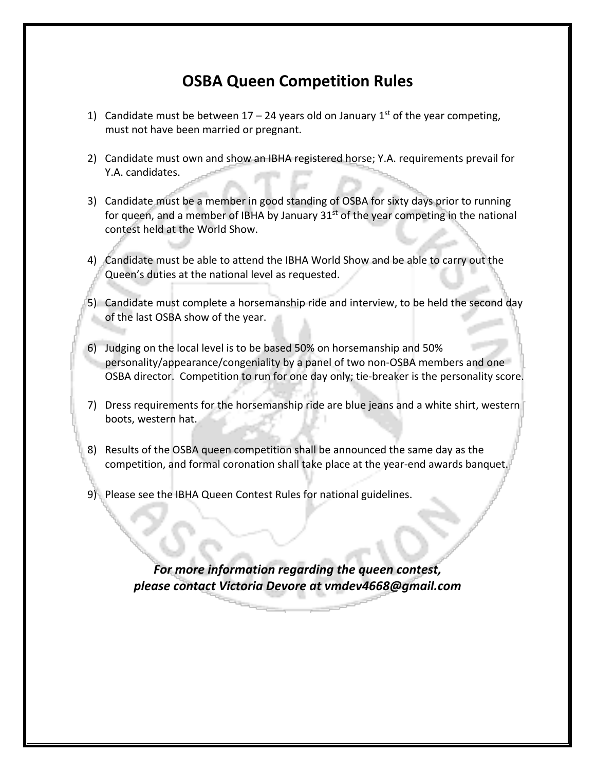# OSBA Queen Competition Rules

1) Candidate must be between 17 – 24 years old on January 1st of the year competing, must not have been married or pregnant.

2) Candidate must own and show an IBHA registered horse; Y.A. requirements prevail for Y.A. candidates.

3) Candidate must be a member in good standing of OSBA for sixty days prior to running for queen, and a member of IBHA by January 31st of the year competing in the national contest held at the World Show.

4) Candidate must be able to attend the IBHA World Show and be able to carry out the Queen's duties at the national level as requested.

5) Candidate must complete a horsemanship ride and interview, to be held the second day of the last OSBA show of the year.

6) Judging on the local level is to be based 50% on horsemanship and 50% personality/appearance/congeniality by a panel of two non-OSBA members and one OSBA director. Competition to run for one day only; tie-breaker is the personality score.

7) Dress requirements for the horsemanship ride are blue jeans and a white shirt, western boots, western hat.

8) Results of the OSBA queen competition shall be announced the same day as the competition, and formal coronation shall take place at the year-end awards banquet.

9) Please see the IBHA Queen Contest Rules for national guidelines.

***For more information regarding the queen contest, please contact Victoria Devore at vmdev4668@gmail.com***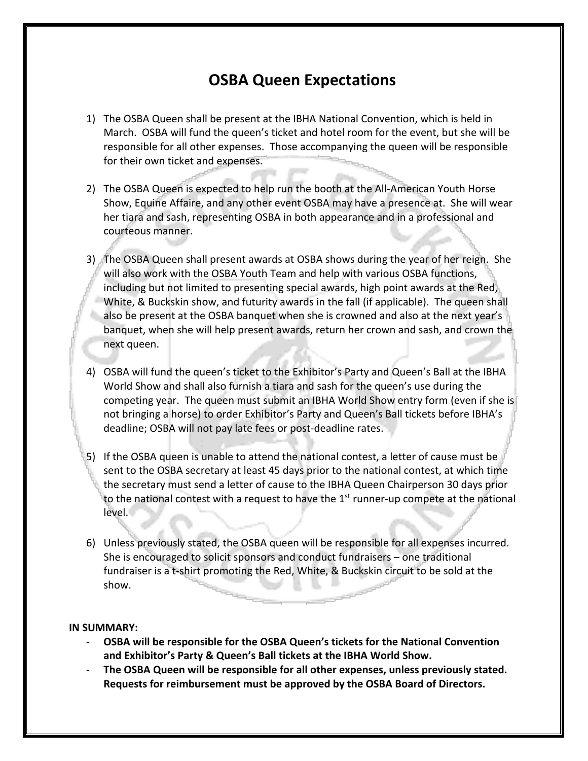# OSBA Queen Expectations

1) The OSBA Queen shall be present at the IBHA National Convention, which is held in March. OSBA will fund the queen's ticket and hotel room for the event, but she will be responsible for all other expenses. Those accompanying the queen will be responsible for their own ticket and expenses.

2) The OSBA Queen is expected to help run the booth at the All-American Youth Horse Show, Equine Affaire, and any other event OSBA may have a presence at. She will wear her tiara and sash, representing OSBA in both appearance and in a professional and courteous manner.

3) The OSBA Queen shall present awards at OSBA shows during the year of her reign. She will also work with the OSBA Youth Team and help with various OSBA functions, including but not limited to presenting special awards, high point awards at the Red, White, & Buckskin show, and futurity awards in the fall (if applicable). The queen shall also be present at the OSBA banquet when she is crowned and also at the next year's banquet, when she will help present awards, return her crown and sash, and crown the next queen.

4) OSBA will fund the queen's ticket to the Exhibitor's Party and Queen's Ball at the IBHA World Show and shall also furnish a tiara and sash for the queen's use during the competing year. The queen must submit an IBHA World Show entry form (even if she is not bringing a horse) to order Exhibitor's Party and Queen's Ball tickets before IBHA's deadline; OSBA will not pay late fees or post-deadline rates.

5) If the OSBA queen is unable to attend the national contest, a letter of cause must be sent to the OSBA secretary at least 45 days prior to the national contest, at which time the secretary must send a letter of cause to the IBHA Queen Chairperson 30 days prior to the national contest with a request to have the 1st runner-up compete at the national level.

6) Unless previously stated, the OSBA queen will be responsible for all expenses incurred. She is encouraged to solicit sponsors and conduct fundraisers – one traditional fundraiser is a t-shirt promoting the Red, White, & Buckskin circuit to be sold at the show.

**IN SUMMARY:**

- **OSBA will be responsible for the OSBA Queen's tickets for the National Convention and Exhibitor's Party & Queen's Ball tickets at the IBHA World Show.**
- **The OSBA Queen will be responsible for all other expenses, unless previously stated. Requests for reimbursement must be approved by the OSBA Board of Directors.**